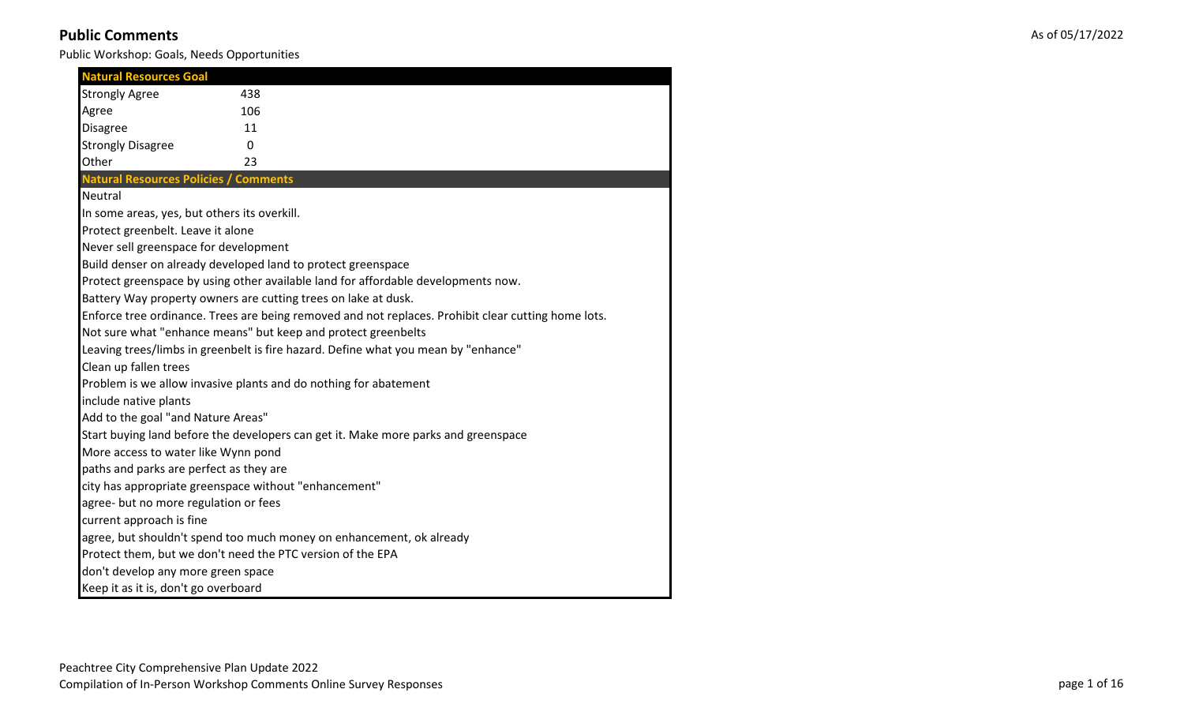# Public Comments

As of 05/17/2022

Public Workshop: Goals, Needs Opportunities

| Natural Resources Goal | |
|---|---|
| Strongly Agree | 438 |
| Agree | 106 |
| Disagree | 11 |
| Strongly Disagree | 0 |
| Other | 23 |

**Natural Resources Policies / Comments**

- Neutral
- In some areas, yes, but others its overkill.
- Protect greenbelt. Leave it alone
- Never sell greenspace for development
- Build denser on already developed land to protect greenspace
- Protect greenspace by using other available land for affordable developments now.
- Battery Way property owners are cutting trees on lake at dusk.
- Enforce tree ordinance. Trees are being removed and not replaces. Prohibit clear cutting home lots.
- Not sure what "enhance means" but keep and protect greenbelts
- Leaving trees/limbs in greenbelt is fire hazard. Define what you mean by "enhance"
- Clean up fallen trees
- Problem is we allow invasive plants and do nothing for abatement
- include native plants
- Add to the goal "and Nature Areas"
- Start buying land before the developers can get it. Make more parks and greenspace
- More access to water like Wynn pond
- paths and parks are perfect as they are
- city has appropriate greenspace without "enhancement"
- agree- but no more regulation or fees
- current approach is fine
- agree, but shouldn't spend too much money on enhancement, ok already
- Protect them, but we don't need the PTC version of the EPA
- don't develop any more green space
- Keep it as it is, don't go overboard

Peachtree City Comprehensive Plan Update 2022
Compilation of In-Person Workshop Comments Online Survey Responses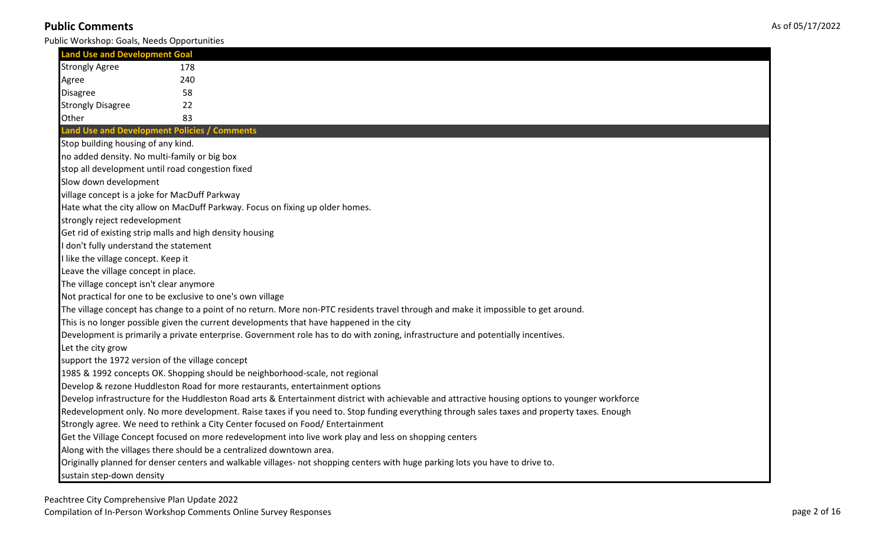## Public Comments

Public Workshop: Goals, Needs Opportunities

| Land Use and Development Goal | |
|---|---|
| Strongly Agree | 178 |
| Agree | 240 |
| Disagree | 58 |
| Strongly Disagree | 22 |
| Other | 83 |

### Land Use and Development Policies / Comments

Stop building housing of any kind.

no added density. No multi-family or big box

stop all development until road congestion fixed

Slow down development

village concept is a joke for MacDuff Parkway

Hate what the city allow on MacDuff Parkway. Focus on fixing up older homes.

strongly reject redevelopment

Get rid of existing strip malls and high density housing

I don't fully understand the statement

I like the village concept. Keep it

Leave the village concept in place.

The village concept isn't clear anymore

Not practical for one to be exclusive to one's own village

The village concept has change to a point of no return. More non-PTC residents travel through and make it impossible to get around.

This is no longer possible given the current developments that have happened in the city

Development is primarily a private enterprise. Government role has to do with zoning, infrastructure and potentially incentives.

Let the city grow

support the 1972 version of the village concept

1985 & 1992 concepts OK. Shopping should be neighborhood-scale, not regional

Develop & rezone Huddleston Road for more restaurants, entertainment options

Develop infrastructure for the Huddleston Road arts & Entertainment district with achievable and attractive housing options to younger workforce

Redevelopment only. No more development. Raise taxes if you need to. Stop funding everything through sales taxes and property taxes. Enough

Strongly agree. We need to rethink a City Center focused on Food/ Entertainment

Get the Village Concept focused on more redevelopment into live work play and less on shopping centers

Along with the villages there should be a centralized downtown area.

Originally planned for denser centers and walkable villages- not shopping centers with huge parking lots you have to drive to.

sustain step-down density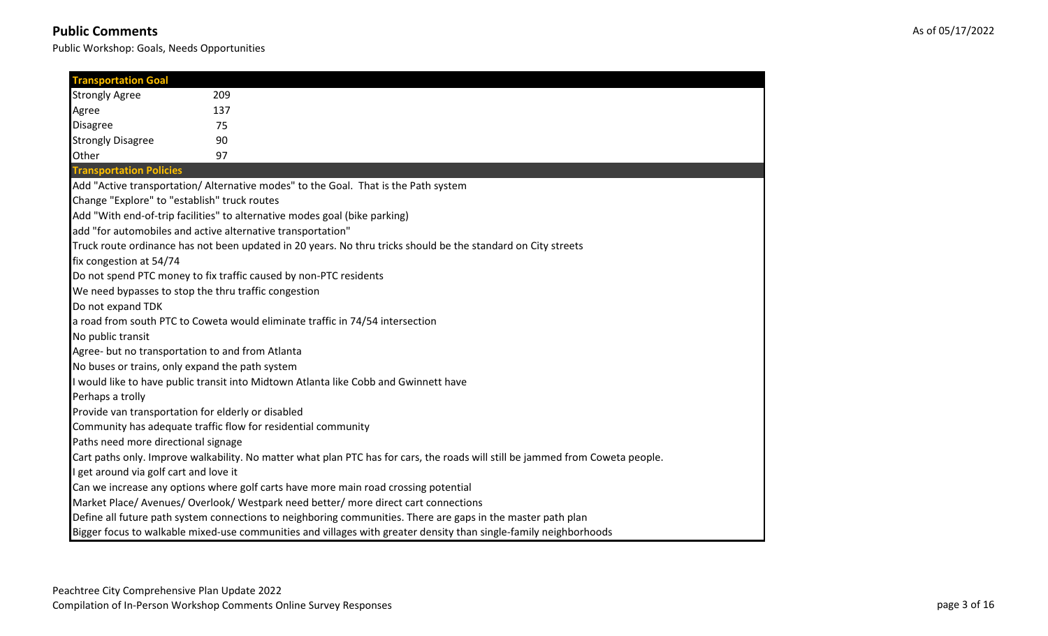# Public Comments

Public Workshop: Goals, Needs Opportunities

As of 05/17/2022

| Transportation Goal | |
|---|---|
| Strongly Agree | 209 |
| Agree | 137 |
| Disagree | 75 |
| Strongly Disagree | 90 |
| Other | 97 |

| Transportation Policies |
|---|
| Add "Active transportation/ Alternative modes" to the Goal. That is the Path system |
| Change "Explore" to "establish" truck routes |
| Add "With end-of-trip facilities" to alternative modes goal (bike parking) |
| add "for automobiles and active alternative transportation" |
| Truck route ordinance has not been updated in 20 years. No thru tricks should be the standard on City streets |
| fix congestion at 54/74 |
| Do not spend PTC money to fix traffic caused by non-PTC residents |
| We need bypasses to stop the thru traffic congestion |
| Do not expand TDK |
| a road from south PTC to Coweta would eliminate traffic in 74/54 intersection |
| No public transit |
| Agree- but no transportation to and from Atlanta |
| No buses or trains, only expand the path system |
| I would like to have public transit into Midtown Atlanta like Cobb and Gwinnett have |
| Perhaps a trolly |
| Provide van transportation for elderly or disabled |
| Community has adequate traffic flow for residential community |
| Paths need more directional signage |
| Cart paths only. Improve walkability. No matter what plan PTC has for cars, the roads will still be jammed from Coweta people. |
| I get around via golf cart and love it |
| Can we increase any options where golf carts have more main road crossing potential |
| Market Place/ Avenues/ Overlook/ Westpark need better/ more direct cart connections |
| Define all future path system connections to neighboring communities. There are gaps in the master path plan |
| Bigger focus to walkable mixed-use communities and villages with greater density than single-family neighborhoods |

Peachtree City Comprehensive Plan Update 2022
Compilation of In-Person Workshop Comments Online Survey Responses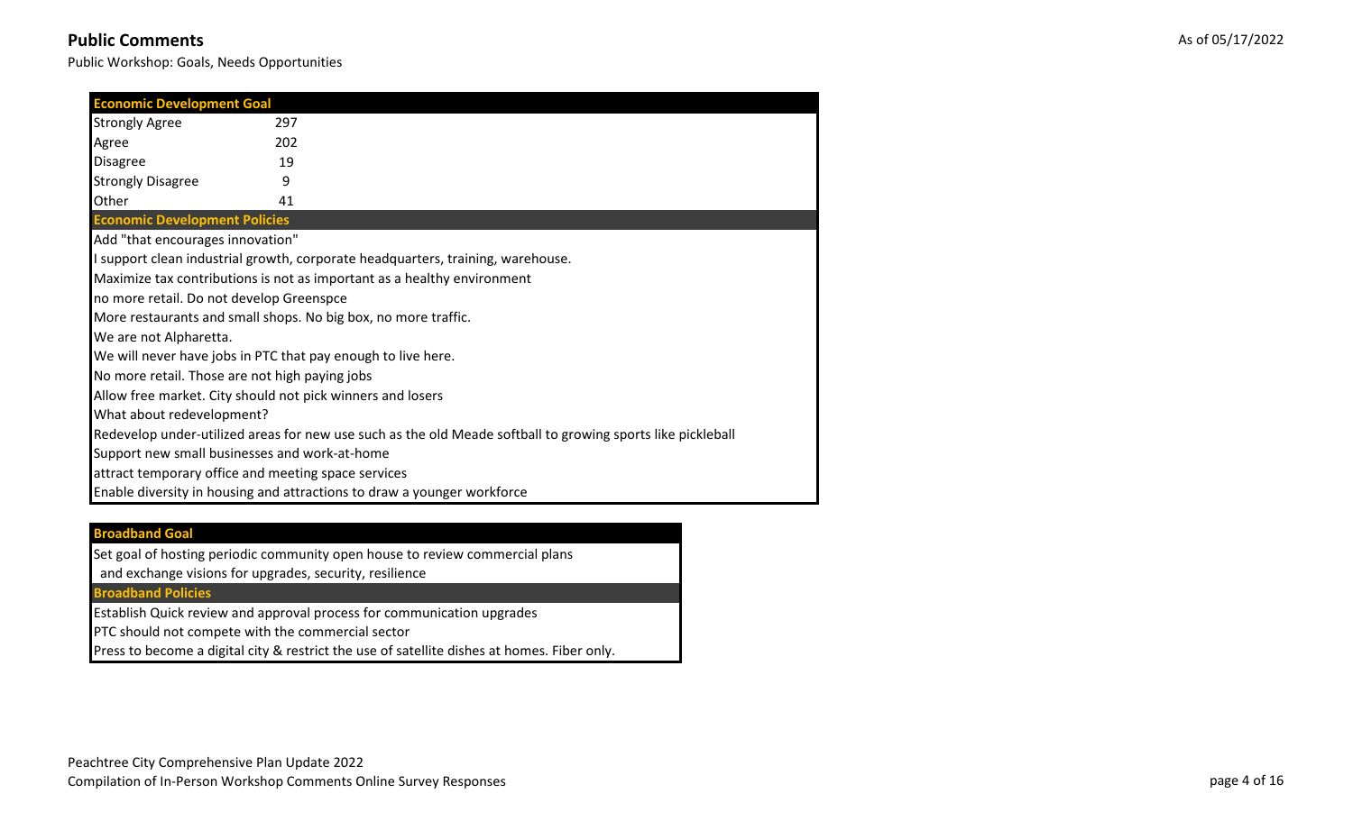## Public Comments

As of 05/17/2022

Public Workshop: Goals, Needs Opportunities

| Economic Development Goal | |
|---|---|
| Strongly Agree | 297 |
| Agree | 202 |
| Disagree | 19 |
| Strongly Disagree | 9 |
| Other | 41 |

**Economic Development Policies**

- Add "that encourages innovation"
- I support clean industrial growth, corporate headquarters, training, warehouse.
- Maximize tax contributions is not as important as a healthy environment
- no more retail. Do not develop Greenspce
- More restaurants and small shops. No big box, no more traffic.
- We are not Alpharetta.
- We will never have jobs in PTC that pay enough to live here.
- No more retail. Those are not high paying jobs
- Allow free market. City should not pick winners and losers
- What about redevelopment?
- Redevelop under-utilized areas for new use such as the old Meade softball to growing sports like pickleball
- Support new small businesses and work-at-home
- attract temporary office and meeting space services
- Enable diversity in housing and attractions to draw a younger workforce

**Broadband Goal**

- Set goal of hosting periodic community open house to review commercial plans and exchange visions for upgrades, security, resilience

**Broadband Policies**

- Establish Quick review and approval process for communication upgrades
- PTC should not compete with the commercial sector
- Press to become a digital city & restrict the use of satellite dishes at homes. Fiber only.

Peachtree City Comprehensive Plan Update 2022
Compilation of In-Person Workshop Comments Online Survey Responses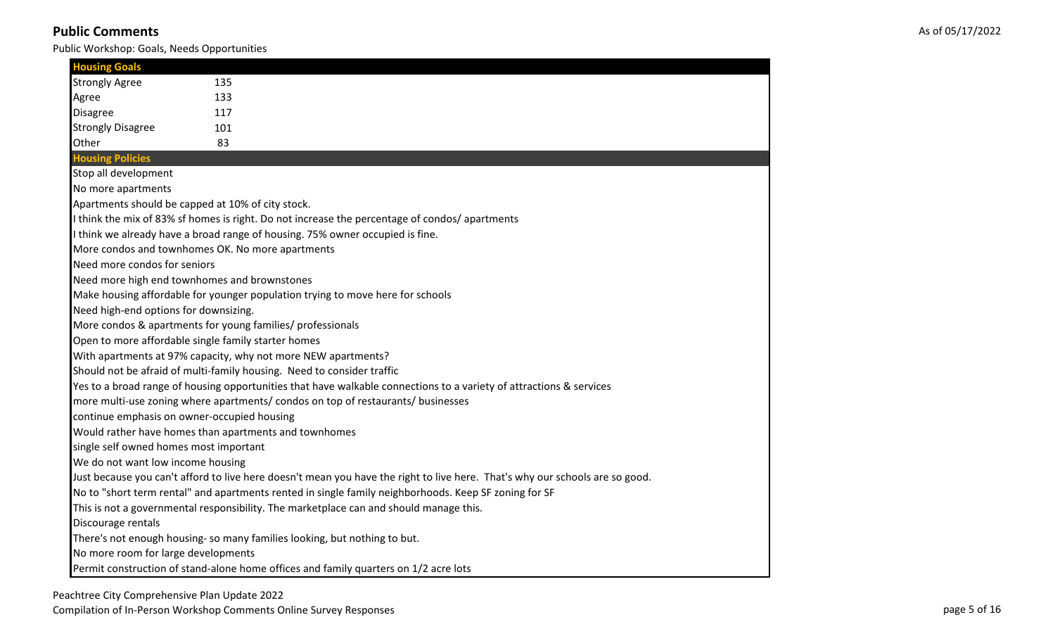## Public Comments

As of 05/17/2022

Public Workshop: Goals, Needs Opportunities

| Housing Goals | |
|---|---|
| Strongly Agree | 135 |
| Agree | 133 |
| Disagree | 117 |
| Strongly Disagree | 101 |
| Other | 83 |

**Housing Policies**

Stop all development

No more apartments

Apartments should be capped at 10% of city stock.

I think the mix of 83% sf homes is right. Do not increase the percentage of condos/ apartments

I think we already have a broad range of housing. 75% owner occupied is fine.

More condos and townhomes OK. No more apartments

Need more condos for seniors

Need more high end townhomes and brownstones

Make housing affordable for younger population trying to move here for schools

Need high-end options for downsizing.

More condos & apartments for young families/ professionals

Open to more affordable single family starter homes

With apartments at 97% capacity, why not more NEW apartments?

Should not be afraid of multi-family housing. Need to consider traffic

Yes to a broad range of housing opportunities that have walkable connections to a variety of attractions & services

more multi-use zoning where apartments/ condos on top of restaurants/ businesses

continue emphasis on owner-occupied housing

Would rather have homes than apartments and townhomes

single self owned homes most important

We do not want low income housing

Just because you can't afford to live here doesn't mean you have the right to live here. That's why our schools are so good.

No to "short term rental" and apartments rented in single family neighborhoods. Keep SF zoning for SF

This is not a governmental responsibility. The marketplace can and should manage this.

Discourage rentals

There's not enough housing- so many families looking, but nothing to but.

No more room for large developments

Permit construction of stand-alone home offices and family quarters on 1/2 acre lots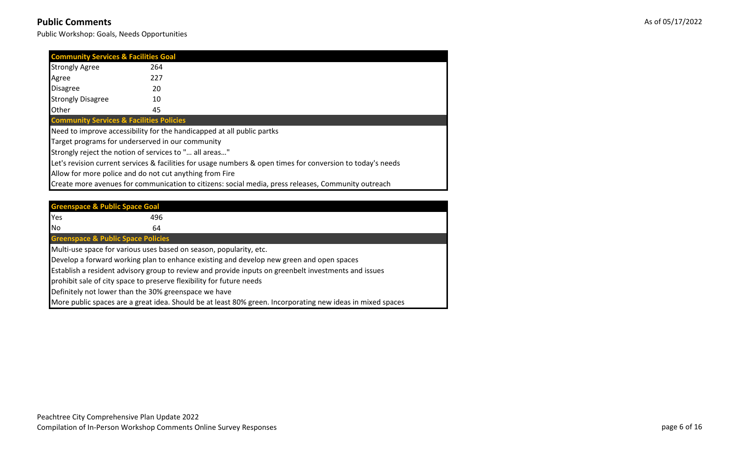## Public Comments

Public Workshop: Goals, Needs Opportunities

As of 05/17/2022

| Community Services & Facilities Goal | |
|---|---|
| Strongly Agree | 264 |
| Agree | 227 |
| Disagree | 20 |
| Strongly Disagree | 10 |
| Other | 45 |

**Community Services & Facilities Policies**

- Need to improve accessibility for the handicapped at all public partks
- Target programs for underserved in our community
- Strongly reject the notion of services to "… all areas…"
- Let's revision current services & facilities for usage numbers & open times for conversion to today's needs
- Allow for more police and do not cut anything from Fire
- Create more avenues for communication to citizens: social media, press releases, Community outreach

| Greenspace & Public Space Goal | |
|---|---|
| Yes | 496 |
| No | 64 |

**Greenspace & Public Space Policies**

- Multi-use space for various uses based on season, popularity, etc.
- Develop a forward working plan to enhance existing and develop new green and open spaces
- Establish a resident advisory group to review and provide inputs on greenbelt investments and issues
- prohibit sale of city space to preserve flexibility for future needs
- Definitely not lower than the 30% greenspace we have
- More public spaces are a great idea. Should be at least 80% green. Incorporating new ideas in mixed spaces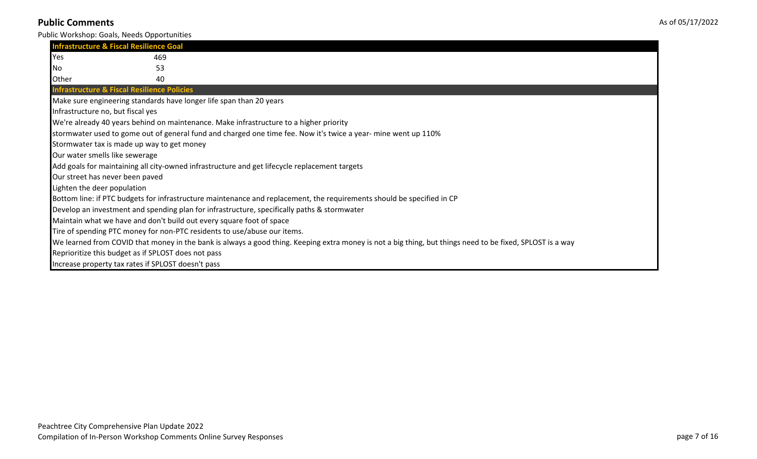## Public Comments

As of 05/17/2022

Public Workshop: Goals, Needs Opportunities

| Infrastructure & Fiscal Resilience Goal | |
|---|---|
| Yes | 469 |
| No | 53 |
| Other | 40 |

**Infrastructure & Fiscal Resilience Policies**

- Make sure engineering standards have longer life span than 20 years
- Infrastructure no, but fiscal yes
- We're already 40 years behind on maintenance. Make infrastructure to a higher priority
- stormwater used to gome out of general fund and charged one time fee. Now it's twice a year- mine went up 110%
- Stormwater tax is made up way to get money
- Our water smells like sewerage
- Add goals for maintaining all city-owned infrastructure and get lifecycle replacement targets
- Our street has never been paved
- Lighten the deer population
- Bottom line: if PTC budgets for infrastructure maintenance and replacement, the requirements should be specified in CP
- Develop an investment and spending plan for infrastructure, specifically paths & stormwater
- Maintain what we have and don't build out every square foot of space
- Tire of spending PTC money for non-PTC residents to use/abuse our items.
- We learned from COVID that money in the bank is always a good thing. Keeping extra money is not a big thing, but things need to be fixed, SPLOST is a way
- Reprioritize this budget as if SPLOST does not pass
- Increase property tax rates if SPLOST doesn't pass

Peachtree City Comprehensive Plan Update 2022
Compilation of In-Person Workshop Comments Online Survey Responses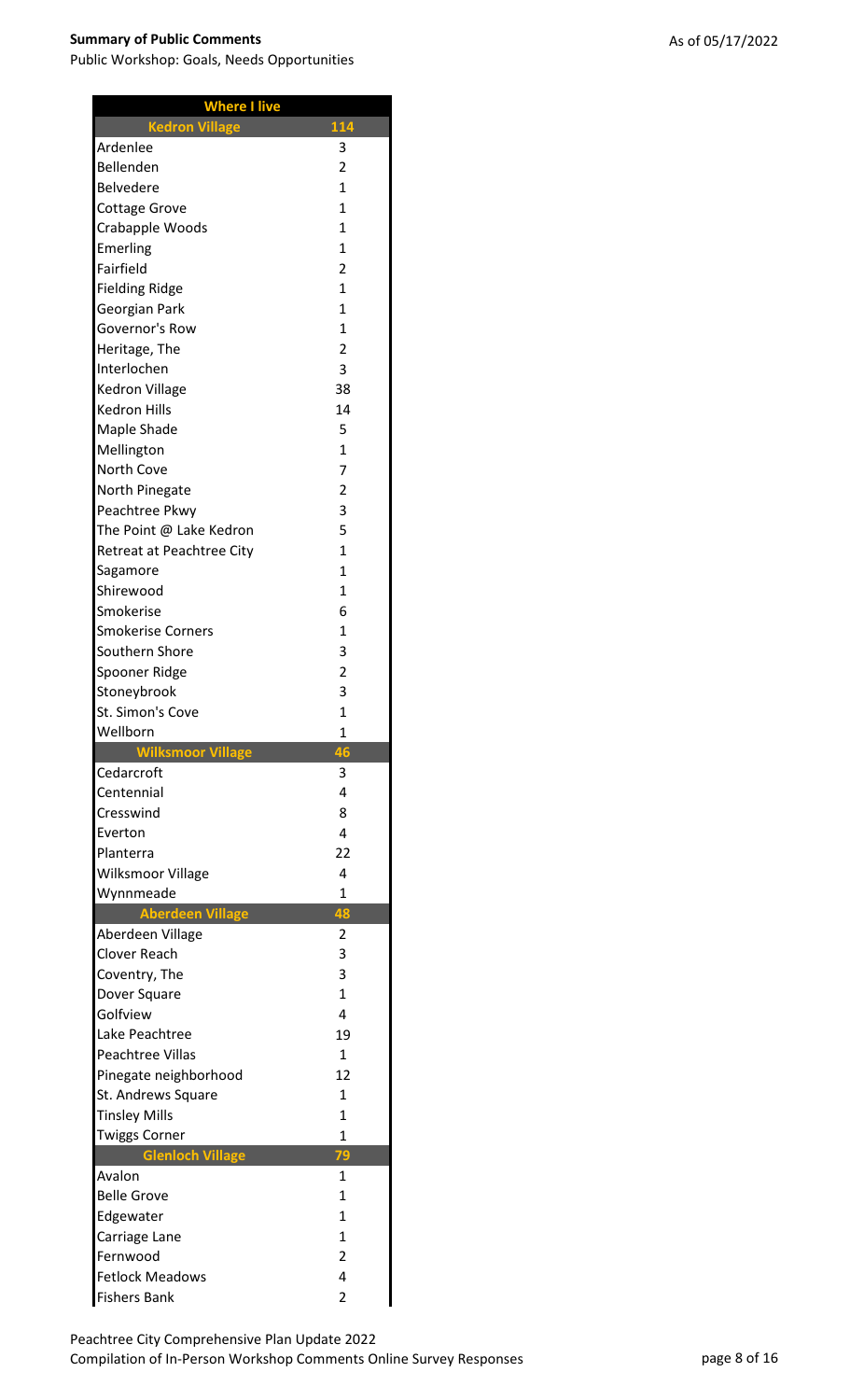**Summary of Public Comments**

Public Workshop: Goals, Needs Opportunities

As of 05/17/2022

| Where I live | |
|---|---|
| **Kedron Village** | **114** |
| Ardenlee | 3 |
| Bellenden | 2 |
| Belvedere | 1 |
| Cottage Grove | 1 |
| Crabapple Woods | 1 |
| Emerling | 1 |
| Fairfield | 2 |
| Fielding Ridge | 1 |
| Georgian Park | 1 |
| Governor's Row | 1 |
| Heritage, The | 2 |
| Interlochen | 3 |
| Kedron Village | 38 |
| Kedron Hills | 14 |
| Maple Shade | 5 |
| Mellington | 1 |
| North Cove | 7 |
| North Pinegate | 2 |
| Peachtree Pkwy | 3 |
| The Point @ Lake Kedron | 5 |
| Retreat at Peachtree City | 1 |
| Sagamore | 1 |
| Shirewood | 1 |
| Smokerise | 6 |
| Smokerise Corners | 1 |
| Southern Shore | 3 |
| Spooner Ridge | 2 |
| Stoneybrook | 3 |
| St. Simon's Cove | 1 |
| Wellborn | 1 |
| **Wilksmoor Village** | **46** |
| Cedarcroft | 3 |
| Centennial | 4 |
| Cresswind | 8 |
| Everton | 4 |
| Planterra | 22 |
| Wilksmoor Village | 4 |
| Wynnmeade | 1 |
| **Aberdeen Village** | **48** |
| Aberdeen Village | 2 |
| Clover Reach | 3 |
| Coventry, The | 3 |
| Dover Square | 1 |
| Golfview | 4 |
| Lake Peachtree | 19 |
| Peachtree Villas | 1 |
| Pinegate neighborhood | 12 |
| St. Andrews Square | 1 |
| Tinsley Mills | 1 |
| Twiggs Corner | 1 |
| **Glenloch Village** | **79** |
| Avalon | 1 |
| Belle Grove | 1 |
| Edgewater | 1 |
| Carriage Lane | 1 |
| Fernwood | 2 |
| Fetlock Meadows | 4 |
| Fishers Bank | 2 |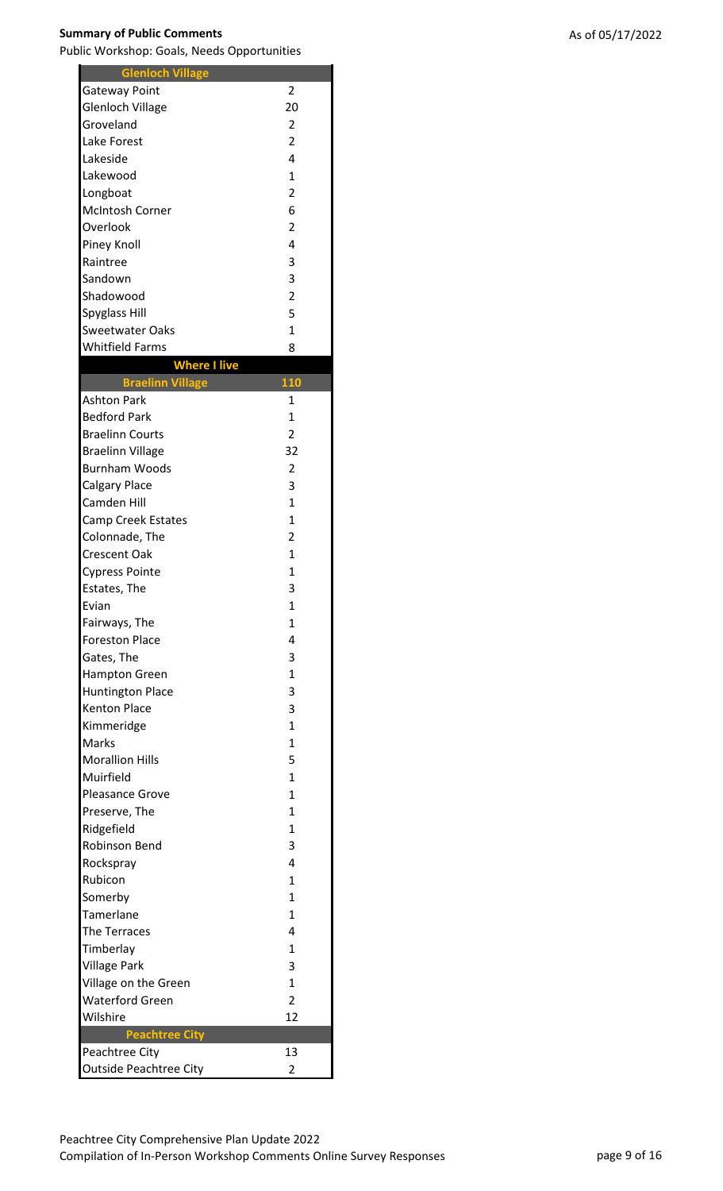**Summary of Public Comments**

Public Workshop: Goals, Needs Opportunities

As of 05/17/2022

| Glenloch Village | |
|---|---|
| Gateway Point | 2 |
| Glenloch Village | 20 |
| Groveland | 2 |
| Lake Forest | 2 |
| Lakeside | 4 |
| Lakewood | 1 |
| Longboat | 2 |
| McIntosh Corner | 6 |
| Overlook | 2 |
| Piney Knoll | 4 |
| Raintree | 3 |
| Sandown | 3 |
| Shadowood | 2 |
| Spyglass Hill | 5 |
| Sweetwater Oaks | 1 |
| Whitfield Farms | 8 |
| **Where I live** | |
| **Braelinn Village** | **110** |
| Ashton Park | 1 |
| Bedford Park | 1 |
| Braelinn Courts | 2 |
| Braelinn Village | 32 |
| Burnham Woods | 2 |
| Calgary Place | 3 |
| Camden Hill | 1 |
| Camp Creek Estates | 1 |
| Colonnade, The | 2 |
| Crescent Oak | 1 |
| Cypress Pointe | 1 |
| Estates, The | 3 |
| Evian | 1 |
| Fairways, The | 1 |
| Foreston Place | 4 |
| Gates, The | 3 |
| Hampton Green | 1 |
| Huntington Place | 3 |
| Kenton Place | 3 |
| Kimmeridge | 1 |
| Marks | 1 |
| Morallion Hills | 5 |
| Muirfield | 1 |
| Pleasance Grove | 1 |
| Preserve, The | 1 |
| Ridgefield | 1 |
| Robinson Bend | 3 |
| Rockspray | 4 |
| Rubicon | 1 |
| Somerby | 1 |
| Tamerlane | 1 |
| The Terraces | 4 |
| Timberlay | 1 |
| Village Park | 3 |
| Village on the Green | 1 |
| Waterford Green | 2 |
| Wilshire | 12 |
| **Peachtree City** | |
| Peachtree City | 13 |
| Outside Peachtree City | 2 |

Peachtree City Comprehensive Plan Update 2022

Compilation of In-Person Workshop Comments Online Survey Responses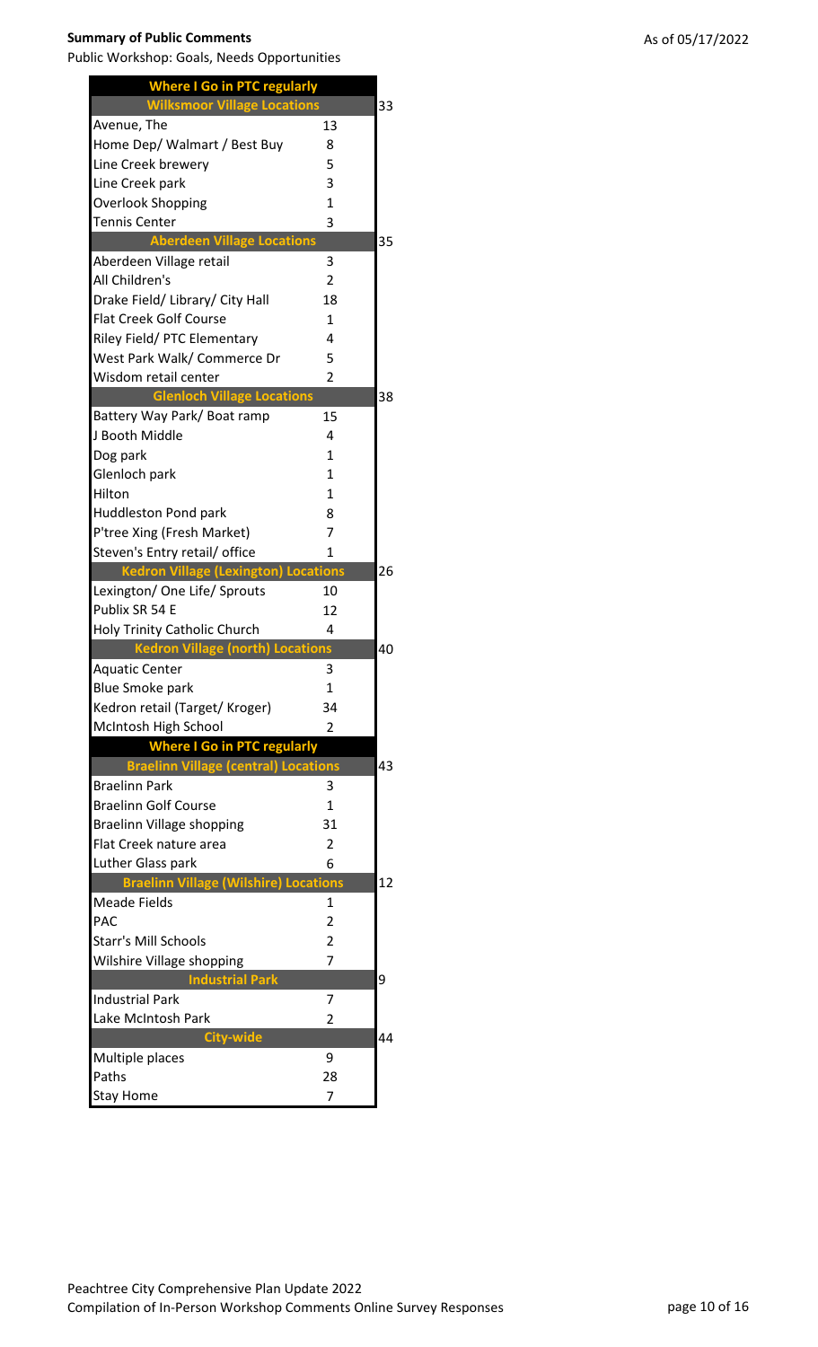**Summary of Public Comments**

Public Workshop: Goals, Needs Opportunities

As of 05/17/2022

| Where I Go in PTC regularly | | |
|---|---|---|
| **Wilksmoor Village Locations** | | 33 |
| Avenue, The | 13 | |
| Home Dep/ Walmart / Best Buy | 8 | |
| Line Creek brewery | 5 | |
| Line Creek park | 3 | |
| Overlook Shopping | 1 | |
| Tennis Center | 3 | |
| **Aberdeen Village Locations** | | 35 |
| Aberdeen Village retail | 3 | |
| All Children's | 2 | |
| Drake Field/ Library/ City Hall | 18 | |
| Flat Creek Golf Course | 1 | |
| Riley Field/ PTC Elementary | 4 | |
| West Park Walk/ Commerce Dr | 5 | |
| Wisdom retail center | 2 | |
| **Glenloch Village Locations** | | 38 |
| Battery Way Park/ Boat ramp | 15 | |
| J Booth Middle | 4 | |
| Dog park | 1 | |
| Glenloch park | 1 | |
| Hilton | 1 | |
| Huddleston Pond park | 8 | |
| P'tree Xing (Fresh Market) | 7 | |
| Steven's Entry retail/ office | 1 | |
| **Kedron Village (Lexington) Locations** | | 26 |
| Lexington/ One Life/ Sprouts | 10 | |
| Publix SR 54 E | 12 | |
| Holy Trinity Catholic Church | 4 | |
| **Kedron Village (north) Locations** | | 40 |
| Aquatic Center | 3 | |
| Blue Smoke park | 1 | |
| Kedron retail (Target/ Kroger) | 34 | |
| McIntosh High School | 2 | |
| **Where I Go in PTC regularly** | | |
| **Braelinn Village (central) Locations** | | 43 |
| Braelinn Park | 3 | |
| Braelinn Golf Course | 1 | |
| Braelinn Village shopping | 31 | |
| Flat Creek nature area | 2 | |
| Luther Glass park | 6 | |
| **Braelinn Village (Wilshire) Locations** | | 12 |
| Meade Fields | 1 | |
| PAC | 2 | |
| Starr's Mill Schools | 2 | |
| Wilshire Village shopping | 7 | |
| **Industrial Park** | | 9 |
| Industrial Park | 7 | |
| Lake McIntosh Park | 2 | |
| **City-wide** | | 44 |
| Multiple places | 9 | |
| Paths | 28 | |
| Stay Home | 7 | |

Peachtree City Comprehensive Plan Update 2022
Compilation of In-Person Workshop Comments Online Survey Responses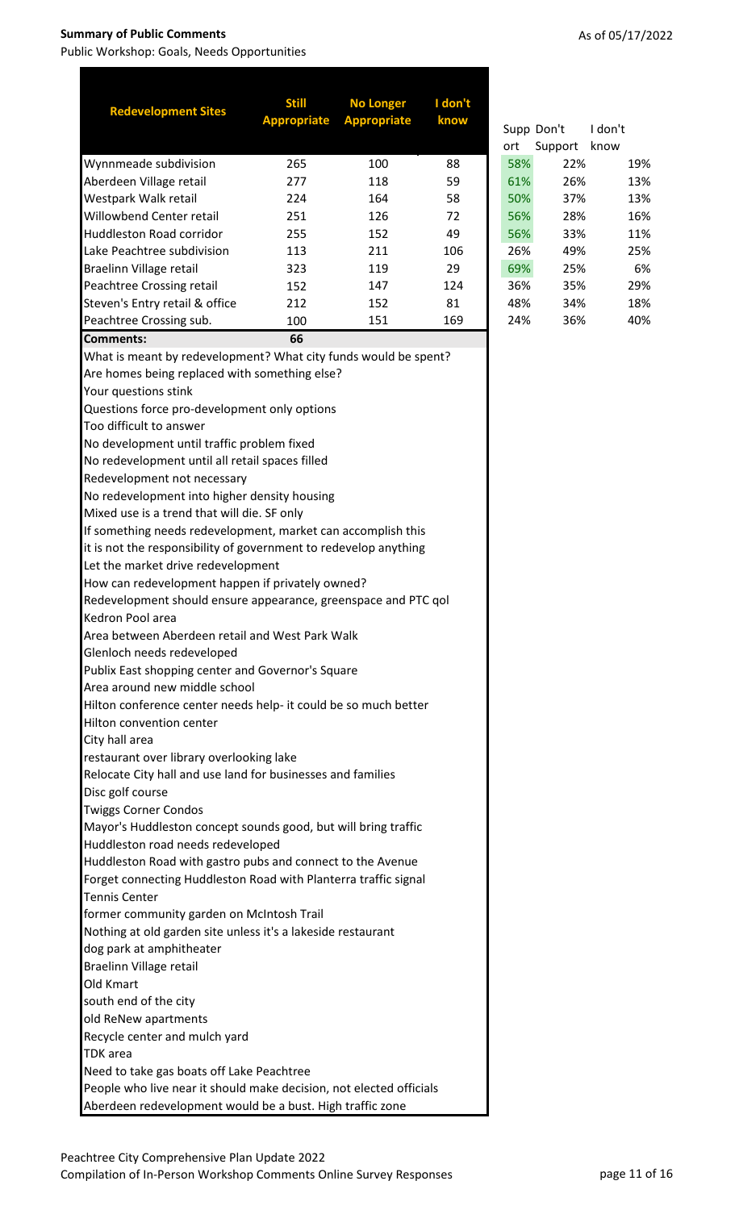**Summary of Public Comments**

Public Workshop: Goals, Needs Opportunities

As of 05/17/2022

| Redevelopment Sites | Still Appropriate | No Longer Appropriate | I don't know | Support | Don't Support | I don't know |
|---|---|---|---|---|---|---|
| Wynnmeade subdivision | 265 | 100 | 88 | 58% | 22% | 19% |
| Aberdeen Village retail | 277 | 118 | 59 | 61% | 26% | 13% |
| Westpark Walk retail | 224 | 164 | 58 | 50% | 37% | 13% |
| Willowbend Center retail | 251 | 126 | 72 | 56% | 28% | 16% |
| Huddleston Road corridor | 255 | 152 | 49 | 56% | 33% | 11% |
| Lake Peachtree subdivision | 113 | 211 | 106 | 26% | 49% | 25% |
| Braelinn Village retail | 323 | 119 | 29 | 69% | 25% | 6% |
| Peachtree Crossing retail | 152 | 147 | 124 | 36% | 35% | 29% |
| Steven's Entry retail & office | 212 | 152 | 81 | 48% | 34% | 18% |
| Peachtree Crossing sub. | 100 | 151 | 169 | 24% | 36% | 40% |
| **Comments:** | **66** | | | | | |

What is meant by redevelopment? What city funds would be spent?
Are homes being replaced with something else?
Your questions stink
Questions force pro-development only options
Too difficult to answer
No development until traffic problem fixed
No redevelopment until all retail spaces filled
Redevelopment not necessary
No redevelopment into higher density housing
Mixed use is a trend that will die. SF only
If something needs redevelopment, market can accomplish this
it is not the responsibility of government to redevelop anything
Let the market drive redevelopment
How can redevelopment happen if privately owned?
Redevelopment should ensure appearance, greenspace and PTC qol
Kedron Pool area
Area between Aberdeen retail and West Park Walk
Glenloch needs redeveloped
Publix East shopping center and Governor's Square
Area around new middle school
Hilton conference center needs help- it could be so much better
Hilton convention center
City hall area
restaurant over library overlooking lake
Relocate City hall and use land for businesses and families
Disc golf course
Twiggs Corner Condos
Mayor's Huddleston concept sounds good, but will bring traffic
Huddleston road needs redeveloped
Huddleston Road with gastro pubs and connect to the Avenue
Forget connecting Huddleston Road with Planterra traffic signal
Tennis Center
former community garden on McIntosh Trail
Nothing at old garden site unless it's a lakeside restaurant
dog park at amphitheater
Braelinn Village retail
Old Kmart
south end of the city
old ReNew apartments
Recycle center and mulch yard
TDK area
Need to take gas boats off Lake Peachtree
People who live near it should make decision, not elected officials
Aberdeen redevelopment would be a bust. High traffic zone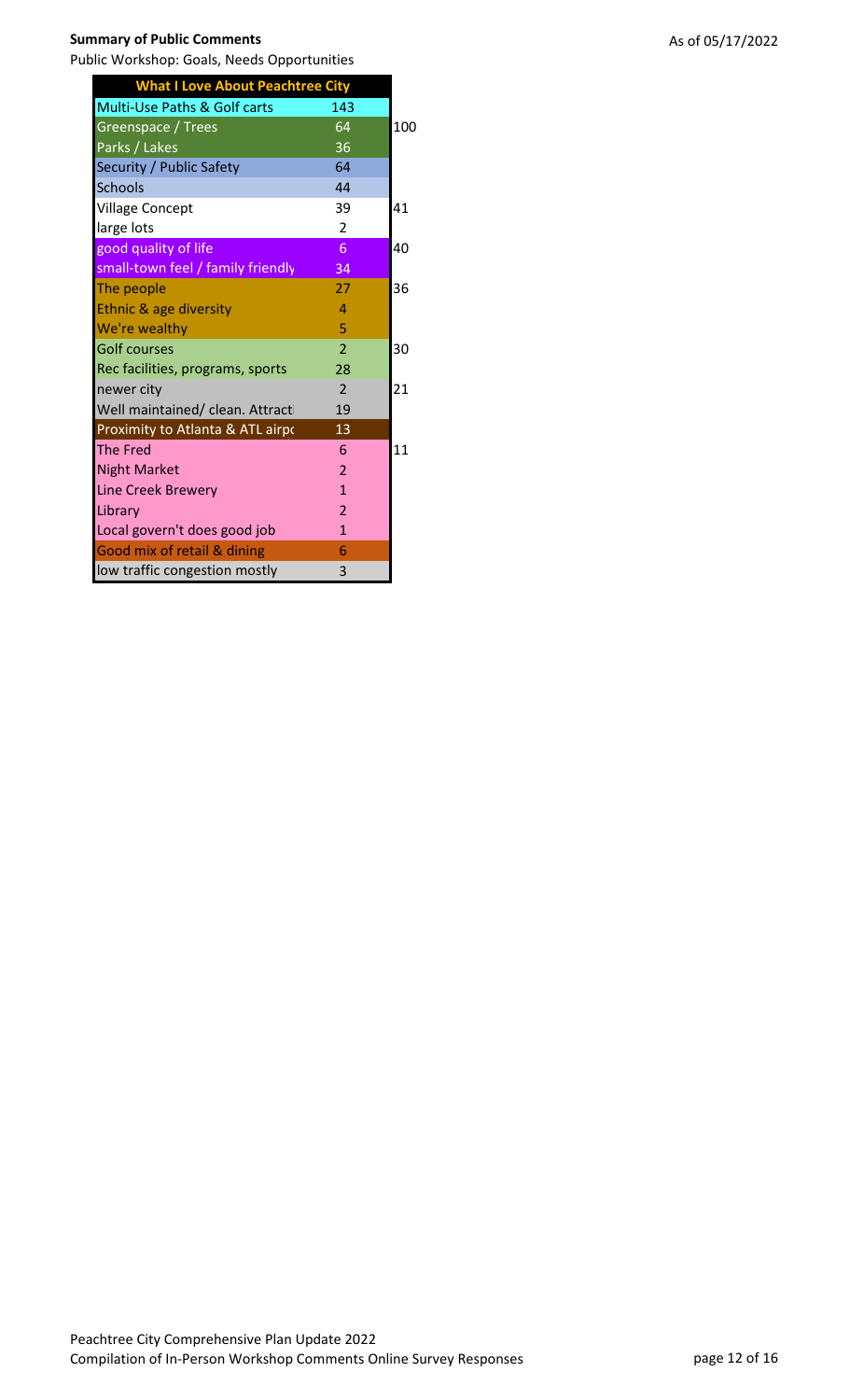**Summary of Public Comments**

As of 05/17/2022

Public Workshop: Goals, Needs Opportunities

| What I Love About Peachtree City | | |
|---|---|---|
| Multi-Use Paths & Golf carts | 143 | |
| Greenspace / Trees | 64 | 100 |
| Parks / Lakes | 36 | |
| Security / Public Safety | 64 | |
| Schools | 44 | |
| Village Concept | 39 | 41 |
| large lots | 2 | |
| good quality of life | 6 | 40 |
| small-town feel / family friendly | 34 | |
| The people | 27 | 36 |
| Ethnic & age diversity | 4 | |
| We're wealthy | 5 | |
| Golf courses | 2 | 30 |
| Rec facilities, programs, sports | 28 | |
| newer city | 2 | 21 |
| Well maintained/ clean. Attracti | 19 | |
| Proximity to Atlanta & ATL airpo | 13 | |
| The Fred | 6 | 11 |
| Night Market | 2 | |
| Line Creek Brewery | 1 | |
| Library | 2 | |
| Local govern't does good job | 1 | |
| Good mix of retail & dining | 6 | |
| low traffic congestion mostly | 3 | |

Peachtree City Comprehensive Plan Update 2022

Compilation of In-Person Workshop Comments Online Survey Responses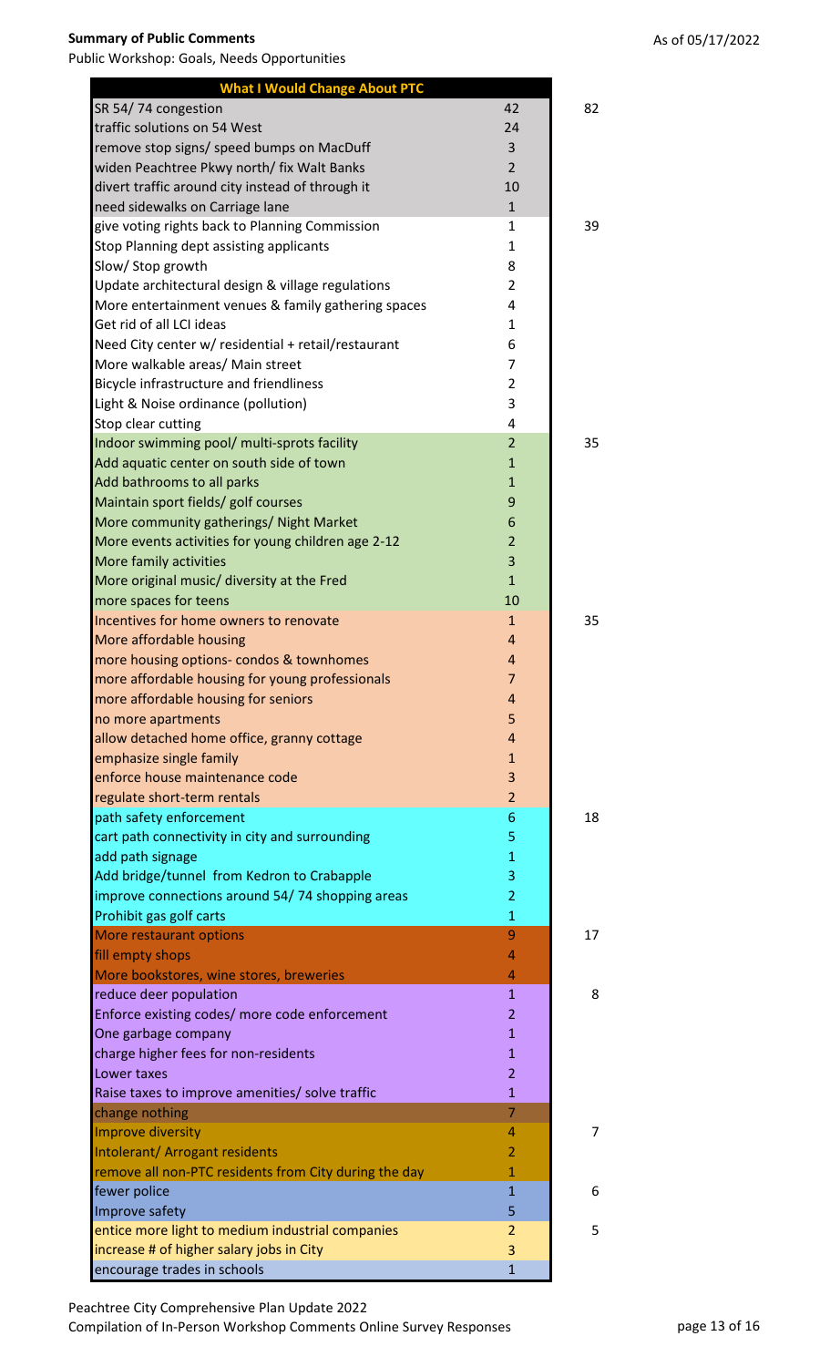**Summary of Public Comments**

Public Workshop: Goals, Needs Opportunities

As of 05/17/2022

| What I Would Change About PTC | | |
|---|---|---|
| SR 54/ 74 congestion | 42 | 82 |
| traffic solutions on 54 West | 24 | |
| remove stop signs/ speed bumps on MacDuff | 3 | |
| widen Peachtree Pkwy north/ fix Walt Banks | 2 | |
| divert traffic around city instead of through it | 10 | |
| need sidewalks on Carriage lane | 1 | |
| give voting rights back to Planning Commission | 1 | 39 |
| Stop Planning dept assisting applicants | 1 | |
| Slow/ Stop growth | 8 | |
| Update architectural design & village regulations | 2 | |
| More entertainment venues & family gathering spaces | 4 | |
| Get rid of all LCI ideas | 1 | |
| Need City center w/ residential + retail/restaurant | 6 | |
| More walkable areas/ Main street | 7 | |
| Bicycle infrastructure and friendliness | 2 | |
| Light & Noise ordinance (pollution) | 3 | |
| Stop clear cutting | 4 | |
| Indoor swimming pool/ multi-sprots facility | 2 | 35 |
| Add aquatic center on south side of town | 1 | |
| Add bathrooms to all parks | 1 | |
| Maintain sport fields/ golf courses | 9 | |
| More community gatherings/ Night Market | 6 | |
| More events activities for young children age 2-12 | 2 | |
| More family activities | 3 | |
| More original music/ diversity at the Fred | 1 | |
| more spaces for teens | 10 | |
| Incentives for home owners to renovate | 1 | 35 |
| More affordable housing | 4 | |
| more housing options- condos & townhomes | 4 | |
| more affordable housing for young professionals | 7 | |
| more affordable housing for seniors | 4 | |
| no more apartments | 5 | |
| allow detached home office, granny cottage | 4 | |
| emphasize single family | 1 | |
| enforce house maintenance code | 3 | |
| regulate short-term rentals | 2 | |
| path safety enforcement | 6 | 18 |
| cart path connectivity in city and surrounding | 5 | |
| add path signage | 1 | |
| Add bridge/tunnel from Kedron to Crabapple | 3 | |
| improve connections around 54/ 74 shopping areas | 2 | |
| Prohibit gas golf carts | 1 | |
| More restaurant options | 9 | 17 |
| fill empty shops | 4 | |
| More bookstores, wine stores, breweries | 4 | |
| reduce deer population | 1 | 8 |
| Enforce existing codes/ more code enforcement | 2 | |
| One garbage company | 1 | |
| charge higher fees for non-residents | 1 | |
| Lower taxes | 2 | |
| Raise taxes to improve amenities/ solve traffic | 1 | |
| change nothing | 7 | |
| Improve diversity | 4 | 7 |
| Intolerant/ Arrogant residents | 2 | |
| remove all non-PTC residents from City during the day | 1 | |
| fewer police | 1 | 6 |
| Improve safety | 5 | |
| entice more light to medium industrial companies | 2 | 5 |
| increase # of higher salary jobs in City | 3 | |
| encourage trades in schools | 1 | |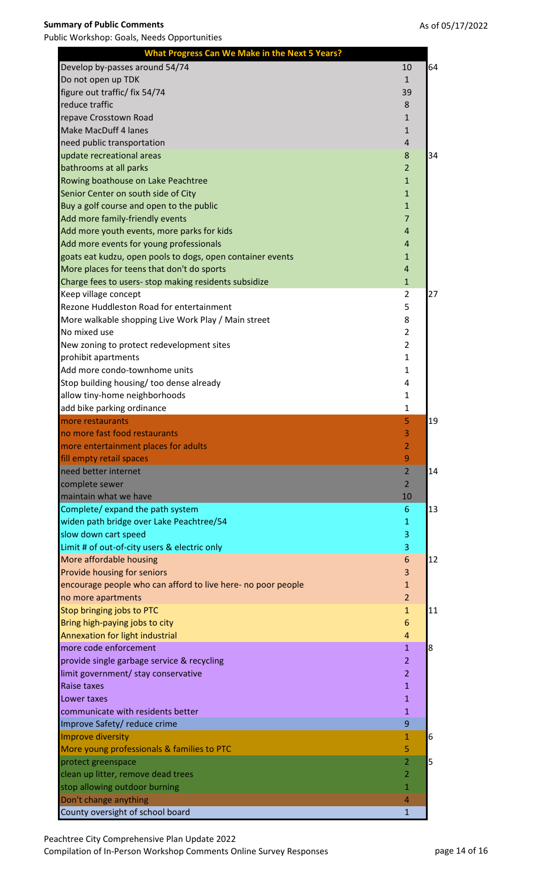**Summary of Public Comments**

Public Workshop: Goals, Needs Opportunities

As of 05/17/2022

| What Progress Can We Make in the Next 5 Years? | | |
|---|---|---|
| Develop by-passes around 54/74 | 10 | 64 |
| Do not open up TDK | 1 | |
| figure out traffic/ fix 54/74 | 39 | |
| reduce traffic | 8 | |
| repave Crosstown Road | 1 | |
| Make MacDuff 4 lanes | 1 | |
| need public transportation | 4 | |
| update recreational areas | 8 | 34 |
| bathrooms at all parks | 2 | |
| Rowing boathouse on Lake Peachtree | 1 | |
| Senior Center on south side of City | 1 | |
| Buy a golf course and open to the public | 1 | |
| Add more family-friendly events | 7 | |
| Add more youth events, more parks for kids | 4 | |
| Add more events for young professionals | 4 | |
| goats eat kudzu, open pools to dogs, open container events | 1 | |
| More places for teens that don't do sports | 4 | |
| Charge fees to users- stop making residents subsidize | 1 | |
| Keep village concept | 2 | 27 |
| Rezone Huddleston Road for entertainment | 5 | |
| More walkable shopping Live Work Play / Main street | 8 | |
| No mixed use | 2 | |
| New zoning to protect redevelopment sites | 2 | |
| prohibit apartments | 1 | |
| Add more condo-townhome units | 1 | |
| Stop building housing/ too dense already | 4 | |
| allow tiny-home neighborhoods | 1 | |
| add bike parking ordinance | 1 | |
| more restaurants | 5 | 19 |
| no more fast food restaurants | 3 | |
| more entertainment places for adults | 2 | |
| fill empty retail spaces | 9 | |
| need better internet | 2 | 14 |
| complete sewer | 2 | |
| maintain what we have | 10 | |
| Complete/ expand the path system | 6 | 13 |
| widen path bridge over Lake Peachtree/54 | 1 | |
| slow down cart speed | 3 | |
| Limit # of out-of-city users & electric only | 3 | |
| More affordable housing | 6 | 12 |
| Provide housing for seniors | 3 | |
| encourage people who can afford to live here- no poor people | 1 | |
| no more apartments | 2 | |
| Stop bringing jobs to PTC | 1 | 11 |
| Bring high-paying jobs to city | 6 | |
| Annexation for light industrial | 4 | |
| more code enforcement | 1 | 8 |
| provide single garbage service & recycling | 2 | |
| limit government/ stay conservative | 2 | |
| Raise taxes | 1 | |
| Lower taxes | 1 | |
| communicate with residents better | 1 | |
| Improve Safety/ reduce crime | 9 | |
| Improve diversity | 1 | 6 |
| More young professionals & families to PTC | 5 | |
| protect greenspace | 2 | 5 |
| clean up litter, remove dead trees | 2 | |
| stop allowing outdoor burning | 1 | |
| Don't change anything | 4 | |
| County oversight of school board | 1 | |

Peachtree City Comprehensive Plan Update 2022

Compilation of In-Person Workshop Comments Online Survey Responses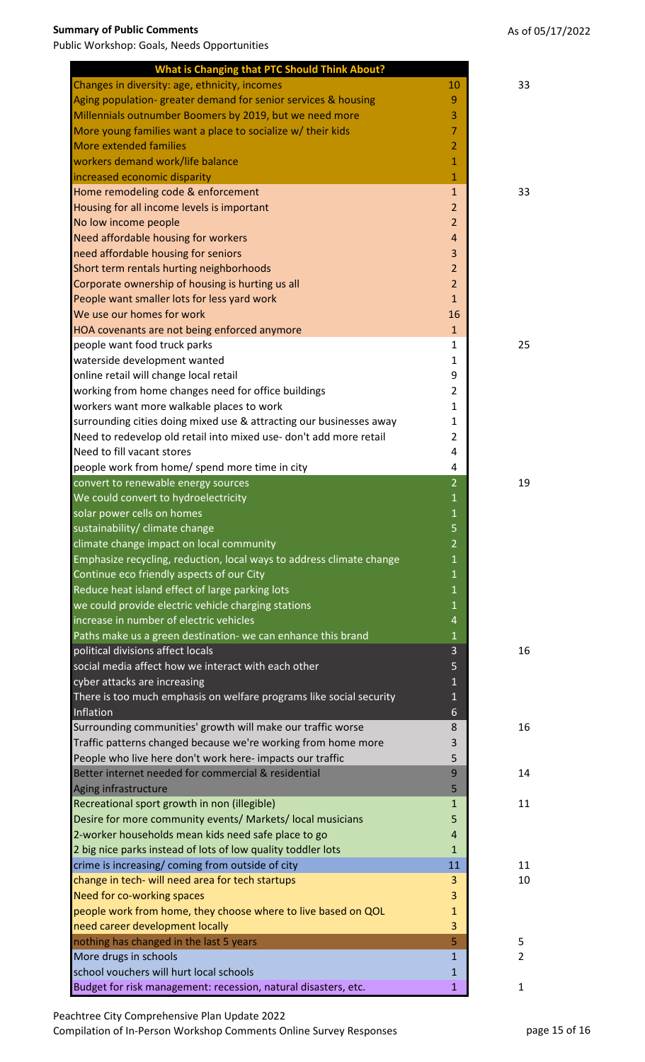**Summary of Public Comments**

Public Workshop: Goals, Needs Opportunities

As of 05/17/2022

| What is Changing that PTC Should Think About? | | |
|---|---|---|
| Changes in diversity: age, ethnicity, incomes | 10 | 33 |
| Aging population- greater demand for senior services & housing | 9 | |
| Millennials outnumber Boomers by 2019, but we need more | 3 | |
| More young families want a place to socialize w/ their kids | 7 | |
| More extended families | 2 | |
| workers demand work/life balance | 1 | |
| increased economic disparity | 1 | |
| Home remodeling code & enforcement | 1 | 33 |
| Housing for all income levels is important | 2 | |
| No low income people | 2 | |
| Need affordable housing for workers | 4 | |
| need affordable housing for seniors | 3 | |
| Short term rentals hurting neighborhoods | 2 | |
| Corporate ownership of housing is hurting us all | 2 | |
| People want smaller lots for less yard work | 1 | |
| We use our homes for work | 16 | |
| HOA covenants are not being enforced anymore | 1 | |
| people want food truck parks | 1 | 25 |
| waterside development wanted | 1 | |
| online retail will change local retail | 9 | |
| working from home changes need for office buildings | 2 | |
| workers want more walkable places to work | 1 | |
| surrounding cities doing mixed use & attracting our businesses away | 1 | |
| Need to redevelop old retail into mixed use- don't add more retail | 2 | |
| Need to fill vacant stores | 4 | |
| people work from home/ spend more time in city | 4 | |
| convert to renewable energy sources | 2 | 19 |
| We could convert to hydroelectricity | 1 | |
| solar power cells on homes | 1 | |
| sustainability/ climate change | 5 | |
| climate change impact on local community | 2 | |
| Emphasize recycling, reduction, local ways to address climate change | 1 | |
| Continue eco friendly aspects of our City | 1 | |
| Reduce heat island effect of large parking lots | 1 | |
| we could provide electric vehicle charging stations | 1 | |
| increase in number of electric vehicles | 4 | |
| Paths make us a green destination- we can enhance this brand | 1 | |
| political divisions affect locals | 3 | 16 |
| social media affect how we interact with each other | 5 | |
| cyber attacks are increasing | 1 | |
| There is too much emphasis on welfare programs like social security | 1 | |
| Inflation | 6 | |
| Surrounding communities' growth will make our traffic worse | 8 | 16 |
| Traffic patterns changed because we're working from home more | 3 | |
| People who live here don't work here- impacts our traffic | 5 | |
| Better internet needed for commercial & residential | 9 | 14 |
| Aging infrastructure | 5 | |
| Recreational sport growth in non (illegible) | 1 | 11 |
| Desire for more community events/ Markets/ local musicians | 5 | |
| 2-worker households mean kids need safe place to go | 4 | |
| 2 big nice parks instead of lots of low quality toddler lots | 1 | |
| crime is increasing/ coming from outside of city | 11 | 11 |
| change in tech- will need area for tech startups | 3 | 10 |
| Need for co-working spaces | 3 | |
| people work from home, they choose where to live based on QOL | 1 | |
| need career development locally | 3 | |
| nothing has changed in the last 5 years | 5 | 5 |
| More drugs in schools | 1 | 2 |
| school vouchers will hurt local schools | 1 | |
| Budget for risk management: recession, natural disasters, etc. | 1 | 1 |

Peachtree City Comprehensive Plan Update 2022

Compilation of In-Person Workshop Comments Online Survey Responses